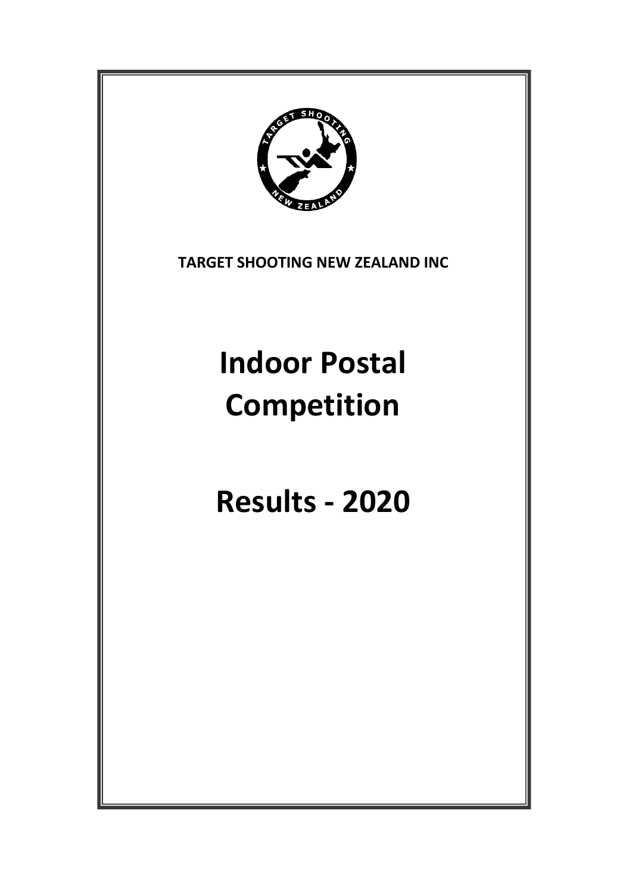**TARGET SHOOTING NEW ZEALAND INC**

# Indoor Postal Competition

# Results - 2020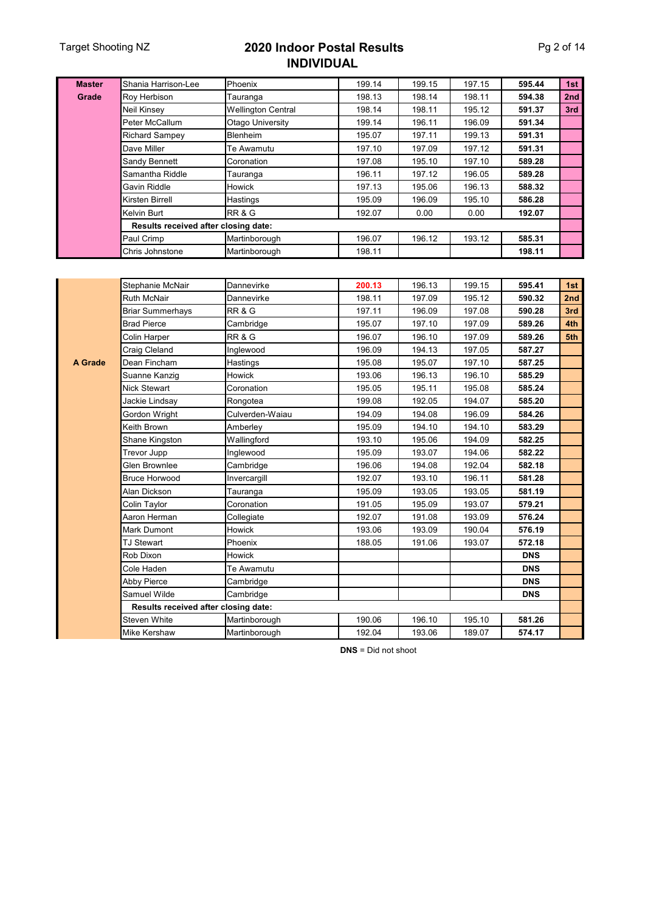# 2020 Indoor Postal Results
## INDIVIDUAL

| Grade | Name | Club | Card 1 | Card 2 | Card 3 | Total | Place |
|---|---|---|---|---|---|---|---|
| **Master Grade** | Shania Harrison-Lee | Phoenix | 199.14 | 199.15 | 197.15 | **595.44** | **1st** |
| | Roy Herbison | Tauranga | 198.13 | 198.14 | 198.11 | **594.38** | **2nd** |
| | Neil Kinsey | Wellington Central | 198.14 | 198.11 | 195.12 | **591.37** | **3rd** |
| | Peter McCallum | Otago University | 199.14 | 196.11 | 196.09 | **591.34** | |
| | Richard Sampey | Blenheim | 195.07 | 197.11 | 199.13 | **591.31** | |
| | Dave Miller | Te Awamutu | 197.10 | 197.09 | 197.12 | **591.31** | |
| | Sandy Bennett | Coronation | 197.08 | 195.10 | 197.10 | **589.28** | |
| | Samantha Riddle | Tauranga | 196.11 | 197.12 | 196.05 | **589.28** | |
| | Gavin Riddle | Howick | 197.13 | 195.06 | 196.13 | **588.32** | |
| | Kirsten Birrell | Hastings | 195.09 | 196.09 | 195.10 | **586.28** | |
| | Kelvin Burt | RR & G | 192.07 | 0.00 | 0.00 | **192.07** | |
| | **Results received after closing date:** | | | | | | |
| | Paul Crimp | Martinborough | 196.07 | 196.12 | 193.12 | **585.31** | |
| | Chris Johnstone | Martinborough | 198.11 | | | **198.11** | |

| Grade | Name | Club | Card 1 | Card 2 | Card 3 | Total | Place |
|---|---|---|---|---|---|---|---|
| **A Grade** | Stephanie McNair | Dannevirke | **200.13** | 196.13 | 199.15 | **595.41** | **1st** |
| | Ruth McNair | Dannevirke | 198.11 | 197.09 | 195.12 | **590.32** | **2nd** |
| | Briar Summerhays | RR & G | 197.11 | 196.09 | 197.08 | **590.28** | **3rd** |
| | Brad Pierce | Cambridge | 195.07 | 197.10 | 197.09 | **589.26** | **4th** |
| | Colin Harper | RR & G | 196.07 | 196.10 | 197.09 | **589.26** | **5th** |
| | Craig Cleland | Inglewood | 196.09 | 194.13 | 197.05 | **587.27** | |
| | Dean Fincham | Hastings | 195.08 | 195.07 | 197.10 | **587.25** | |
| | Suanne Kanzig | Howick | 193.06 | 196.13 | 196.10 | **585.29** | |
| | Nick Stewart | Coronation | 195.05 | 195.11 | 195.08 | **585.24** | |
| | Jackie Lindsay | Rongotea | 199.08 | 192.05 | 194.07 | **585.20** | |
| | Gordon Wright | Culverden-Waiau | 194.09 | 194.08 | 196.09 | **584.26** | |
| | Keith Brown | Amberley | 195.09 | 194.10 | 194.10 | **583.29** | |
| | Shane Kingston | Wallingford | 193.10 | 195.06 | 194.09 | **582.25** | |
| | Trevor Jupp | Inglewood | 195.09 | 193.07 | 194.06 | **582.22** | |
| | Glen Brownlee | Cambridge | 196.06 | 194.08 | 192.04 | **582.18** | |
| | Bruce Horwood | Invercargill | 192.07 | 193.10 | 196.11 | **581.28** | |
| | Alan Dickson | Tauranga | 195.09 | 193.05 | 193.05 | **581.19** | |
| | Colin Taylor | Coronation | 191.05 | 195.09 | 193.07 | **579.21** | |
| | Aaron Herman | Collegiate | 192.07 | 191.08 | 193.09 | **576.24** | |
| | Mark Dumont | Howick | 193.06 | 193.09 | 190.04 | **576.19** | |
| | TJ Stewart | Phoenix | 188.05 | 191.06 | 193.07 | **572.18** | |
| | Rob Dixon | Howick | | | | **DNS** | |
| | Cole Haden | Te Awamutu | | | | **DNS** | |
| | Abby Pierce | Cambridge | | | | **DNS** | |
| | Samuel Wilde | Cambridge | | | | **DNS** | |
| | **Results received after closing date:** | | | | | | |
| | Steven White | Martinborough | 190.06 | 196.10 | 195.10 | **581.26** | |
| | Mike Kershaw | Martinborough | 192.04 | 193.06 | 189.07 | **574.17** | |

**DNS** = Did not shoot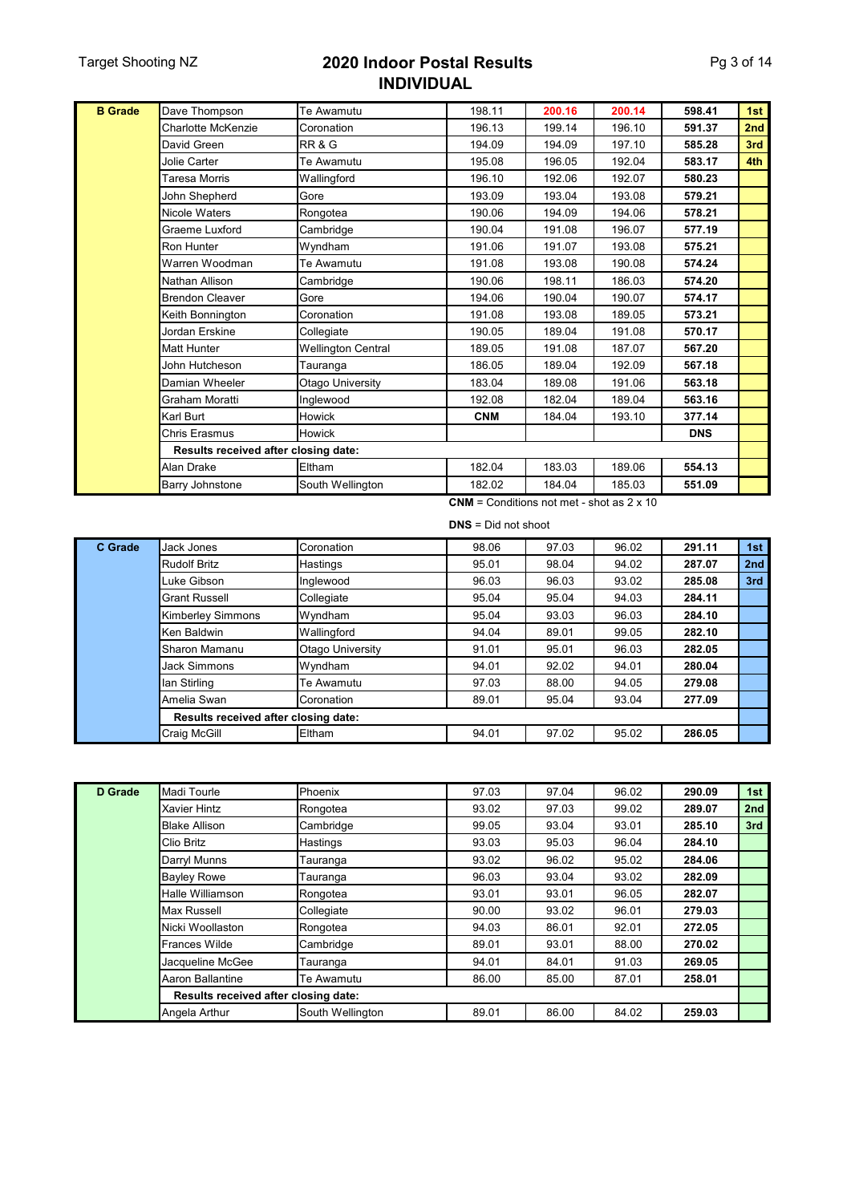# 2020 Indoor Postal Results
## INDIVIDUAL

| Grade | Name | Club | Card 1 | Card 2 | Card 3 | Total | Place |
|---|---|---|---|---|---|---|---|
| **B Grade** | Dave Thompson | Te Awamutu | 198.11 | **200.16** | **200.14** | **598.41** | **1st** |
| | Charlotte McKenzie | Coronation | 196.13 | 199.14 | 196.10 | **591.37** | **2nd** |
| | David Green | RR & G | 194.09 | 194.09 | 197.10 | **585.28** | **3rd** |
| | Jolie Carter | Te Awamutu | 195.08 | 196.05 | 192.04 | **583.17** | **4th** |
| | Taresa Morris | Wallingford | 196.10 | 192.06 | 192.07 | **580.23** | |
| | John Shepherd | Gore | 193.09 | 193.04 | 193.08 | **579.21** | |
| | Nicole Waters | Rongotea | 190.06 | 194.09 | 194.06 | **578.21** | |
| | Graeme Luxford | Cambridge | 190.04 | 191.08 | 196.07 | **577.19** | |
| | Ron Hunter | Wyndham | 191.06 | 191.07 | 193.08 | **575.21** | |
| | Warren Woodman | Te Awamutu | 191.08 | 193.08 | 190.08 | **574.24** | |
| | Nathan Allison | Cambridge | 190.06 | 198.11 | 186.03 | **574.20** | |
| | Brendon Cleaver | Gore | 194.06 | 190.04 | 190.07 | **574.17** | |
| | Keith Bonnington | Coronation | 191.08 | 193.08 | 189.05 | **573.21** | |
| | Jordan Erskine | Collegiate | 190.05 | 189.04 | 191.08 | **570.17** | |
| | Matt Hunter | Wellington Central | 189.05 | 191.08 | 187.07 | **567.20** | |
| | John Hutcheson | Tauranga | 186.05 | 189.04 | 192.09 | **567.18** | |
| | Damian Wheeler | Otago University | 183.04 | 189.08 | 191.06 | **563.18** | |
| | Graham Moratti | Inglewood | 192.08 | 182.04 | 189.04 | **563.16** | |
| | Karl Burt | Howick | **CNM** | 184.04 | 193.10 | **377.14** | |
| | Chris Erasmus | Howick | | | | **DNS** | |
| | **Results received after closing date:** | | | | | | |
| | Alan Drake | Eltham | 182.04 | 183.03 | 189.06 | **554.13** | |
| | Barry Johnstone | South Wellington | 182.02 | 184.04 | 185.03 | **551.09** | |

**CNM** = Conditions not met - shot as 2 x 10

**DNS** = Did not shoot

| Grade | Name | Club | Card 1 | Card 2 | Card 3 | Total | Place |
|---|---|---|---|---|---|---|---|
| **C Grade** | Jack Jones | Coronation | 98.06 | 97.03 | 96.02 | **291.11** | **1st** |
| | Rudolf Britz | Hastings | 95.01 | 98.04 | 94.02 | **287.07** | **2nd** |
| | Luke Gibson | Inglewood | 96.03 | 96.03 | 93.02 | **285.08** | **3rd** |
| | Grant Russell | Collegiate | 95.04 | 95.04 | 94.03 | **284.11** | |
| | Kimberley Simmons | Wyndham | 95.04 | 93.03 | 96.03 | **284.10** | |
| | Ken Baldwin | Wallingford | 94.04 | 89.01 | 99.05 | **282.10** | |
| | Sharon Mamanu | Otago University | 91.01 | 95.01 | 96.03 | **282.05** | |
| | Jack Simmons | Wyndham | 94.01 | 92.02 | 94.01 | **280.04** | |
| | Ian Stirling | Te Awamutu | 97.03 | 88.00 | 94.05 | **279.08** | |
| | Amelia Swan | Coronation | 89.01 | 95.04 | 93.04 | **277.09** | |
| | **Results received after closing date:** | | | | | | |
| | Craig McGill | Eltham | 94.01 | 97.02 | 95.02 | **286.05** | |

| Grade | Name | Club | Card 1 | Card 2 | Card 3 | Total | Place |
|---|---|---|---|---|---|---|---|
| **D Grade** | Madi Tourle | Phoenix | 97.03 | 97.04 | 96.02 | **290.09** | **1st** |
| | Xavier Hintz | Rongotea | 93.02 | 97.03 | 99.02 | **289.07** | **2nd** |
| | Blake Allison | Cambridge | 99.05 | 93.04 | 93.01 | **285.10** | **3rd** |
| | Clio Britz | Hastings | 93.03 | 95.03 | 96.04 | **284.10** | |
| | Darryl Munns | Tauranga | 93.02 | 96.02 | 95.02 | **284.06** | |
| | Bayley Rowe | Tauranga | 96.03 | 93.04 | 93.02 | **282.09** | |
| | Halle Williamson | Rongotea | 93.01 | 93.01 | 96.05 | **282.07** | |
| | Max Russell | Collegiate | 90.00 | 93.02 | 96.01 | **279.03** | |
| | Nicki Woollaston | Rongotea | 94.03 | 86.01 | 92.01 | **272.05** | |
| | Frances Wilde | Cambridge | 89.01 | 93.01 | 88.00 | **270.02** | |
| | Jacqueline McGee | Tauranga | 94.01 | 84.01 | 91.03 | **269.05** | |
| | Aaron Ballantine | Te Awamutu | 86.00 | 85.00 | 87.01 | **258.01** | |
| | **Results received after closing date:** | | | | | | |
| | Angela Arthur | South Wellington | 89.01 | 86.00 | 84.02 | **259.03** | |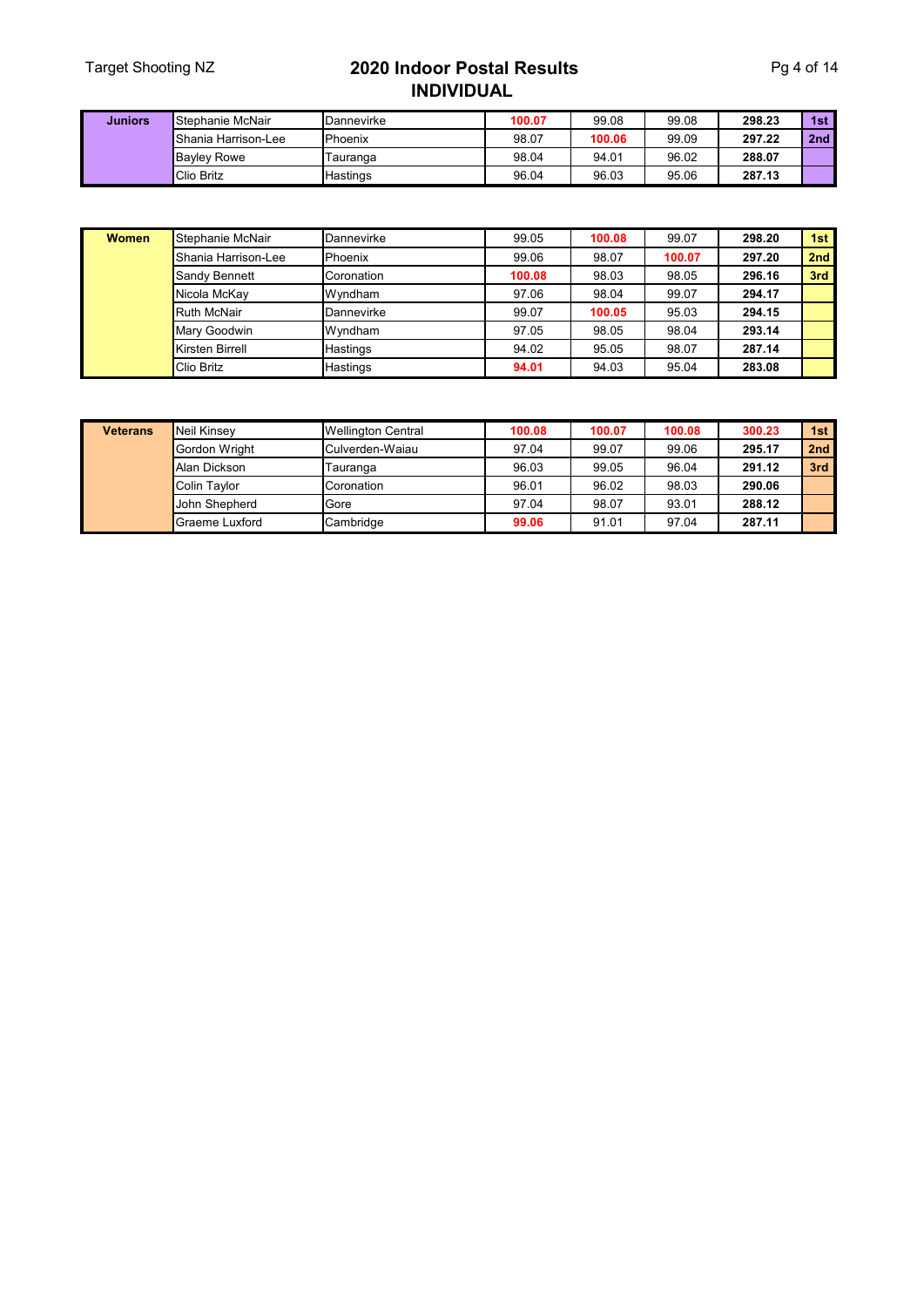# 2020 Indoor Postal Results
## INDIVIDUAL

| Juniors | | | | | | | |
|---|---|---|---|---|---|---|---|
| | Stephanie McNair | Dannevirke | **100.07** | 99.08 | 99.08 | **298.23** | **1st** |
| | Shania Harrison-Lee | Phoenix | 98.07 | **100.06** | 99.09 | **297.22** | **2nd** |
| | Bayley Rowe | Tauranga | 98.04 | 94.01 | 96.02 | **288.07** | |
| | Clio Britz | Hastings | 96.04 | 96.03 | 95.06 | **287.13** | |

| Women | | | | | | | |
|---|---|---|---|---|---|---|---|
| | Stephanie McNair | Dannevirke | 99.05 | **100.08** | 99.07 | **298.20** | **1st** |
| | Shania Harrison-Lee | Phoenix | 99.06 | 98.07 | **100.07** | **297.20** | **2nd** |
| | Sandy Bennett | Coronation | **100.08** | 98.03 | 98.05 | **296.16** | **3rd** |
| | Nicola McKay | Wyndham | 97.06 | 98.04 | 99.07 | **294.17** | |
| | Ruth McNair | Dannevirke | 99.07 | **100.05** | 95.03 | **294.15** | |
| | Mary Goodwin | Wyndham | 97.05 | 98.05 | 98.04 | **293.14** | |
| | Kirsten Birrell | Hastings | 94.02 | 95.05 | 98.07 | **287.14** | |
| | Clio Britz | Hastings | **94.01** | 94.03 | 95.04 | **283.08** | |

| Veterans | | | | | | | |
|---|---|---|---|---|---|---|---|
| | Neil Kinsey | Wellington Central | **100.08** | **100.07** | **100.08** | **300.23** | **1st** |
| | Gordon Wright | Culverden-Waiau | 97.04 | 99.07 | 99.06 | **295.17** | **2nd** |
| | Alan Dickson | Tauranga | 96.03 | 99.05 | 96.04 | **291.12** | **3rd** |
| | Colin Taylor | Coronation | 96.01 | 96.02 | 98.03 | **290.06** | |
| | John Shepherd | Gore | 97.04 | 98.07 | 93.01 | **288.12** | |
| | Graeme Luxford | Cambridge | **99.06** | 91.01 | 97.04 | **287.11** | |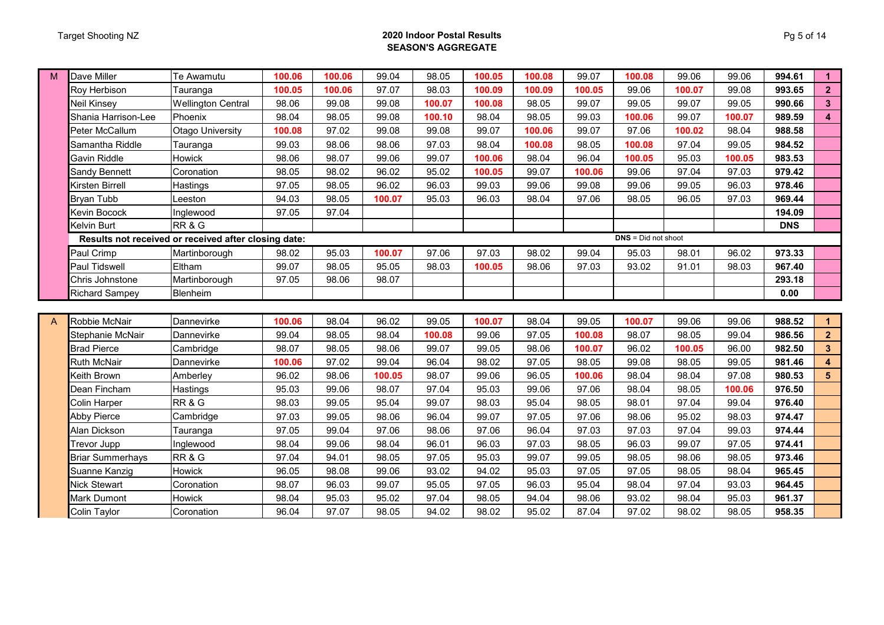# 2020 Indoor Postal Results
## SEASON'S AGGREGATE

| Grade | Name | Club | 1 | 2 | 3 | 4 | 5 | 6 | 7 | 8 | 9 | 10 | Total | Place |
|---|---|---|---|---|---|---|---|---|---|---|---|---|---|---|
| M | Dave Miller | Te Awamutu | **100.06** | **100.06** | 99.04 | 98.05 | **100.05** | **100.08** | 99.07 | **100.08** | 99.06 | 99.06 | **994.61** | **1** |
| | Roy Herbison | Tauranga | **100.05** | **100.06** | 97.07 | 98.03 | **100.09** | **100.09** | **100.05** | 99.06 | **100.07** | 99.08 | **993.65** | **2** |
| | Neil Kinsey | Wellington Central | 98.06 | 99.08 | 99.08 | **100.07** | **100.08** | 98.05 | 99.07 | 99.05 | 99.07 | 99.05 | **990.66** | **3** |
| | Shania Harrison-Lee | Phoenix | 98.04 | 98.05 | 99.08 | **100.10** | 98.04 | 98.05 | 99.03 | **100.06** | 99.07 | **100.07** | **989.59** | **4** |
| | Peter McCallum | Otago University | **100.08** | 97.02 | 99.08 | 99.08 | 99.07 | **100.06** | 99.07 | 97.06 | **100.02** | 98.04 | **988.58** | |
| | Samantha Riddle | Tauranga | 99.03 | 98.06 | 98.06 | 97.03 | 98.04 | **100.08** | 98.05 | **100.08** | 97.04 | 99.05 | **984.52** | |
| | Gavin Riddle | Howick | 98.06 | 98.07 | 99.06 | 99.07 | **100.06** | 98.04 | 96.04 | **100.05** | 95.03 | **100.05** | **983.53** | |
| | Sandy Bennett | Coronation | 98.05 | 98.02 | 96.02 | 95.02 | **100.05** | 99.07 | **100.06** | 99.06 | 97.04 | 97.03 | **979.42** | |
| | Kirsten Birrell | Hastings | 97.05 | 98.05 | 96.02 | 96.03 | 99.03 | 99.06 | 99.08 | 99.06 | 99.05 | 96.03 | **978.46** | |
| | Bryan Tubb | Leeston | 94.03 | 98.05 | **100.07** | 95.03 | 96.03 | 98.04 | 97.06 | 98.05 | 96.05 | 97.03 | **969.44** | |
| | Kevin Bocock | Inglewood | 97.05 | 97.04 | | | | | | | | | **194.09** | |
| | Kelvin Burt | RR & G | | | | | | | | | | | **DNS** | |
| | **Results not received or received after closing date:** | | | | | | | | | **DNS** = Did not shoot | | | | |
| | Paul Crimp | Martinborough | 98.02 | 95.03 | **100.07** | 97.06 | 97.03 | 98.02 | 99.04 | 95.03 | 98.01 | 96.02 | **973.33** | |
| | Paul Tidswell | Eltham | 99.07 | 98.05 | 95.05 | 98.03 | **100.05** | 98.06 | 97.03 | 93.02 | 91.01 | 98.03 | **967.40** | |
| | Chris Johnstone | Martinborough | 97.05 | 98.06 | 98.07 | | | | | | | | **293.18** | |
| | Richard Sampey | Blenheim | | | | | | | | | | | **0.00** | |

| Grade | Name | Club | 1 | 2 | 3 | 4 | 5 | 6 | 7 | 8 | 9 | 10 | Total | Place |
|---|---|---|---|---|---|---|---|---|---|---|---|---|---|---|
| A | Robbie McNair | Dannevirke | **100.06** | 98.04 | 96.02 | 99.05 | **100.07** | 98.04 | 99.05 | **100.07** | 99.06 | 99.06 | **988.52** | **1** |
| | Stephanie McNair | Dannevirke | 99.04 | 98.05 | 98.04 | **100.08** | 99.06 | 97.05 | **100.08** | 98.07 | 98.05 | 99.04 | **986.56** | **2** |
| | Brad Pierce | Cambridge | 98.07 | 98.05 | 98.06 | 99.07 | 99.05 | 98.06 | **100.07** | 96.02 | **100.05** | 96.00 | **982.50** | **3** |
| | Ruth McNair | Dannevirke | **100.06** | 97.02 | 99.04 | 96.04 | 98.02 | 97.05 | 98.05 | 99.08 | 98.05 | 99.05 | **981.46** | **4** |
| | Keith Brown | Amberley | 96.02 | 98.06 | **100.05** | 98.07 | 99.06 | 96.05 | **100.06** | 98.04 | 98.04 | 97.08 | **980.53** | **5** |
| | Dean Fincham | Hastings | 95.03 | 99.06 | 98.07 | 97.04 | 95.03 | 99.06 | 97.06 | 98.04 | 98.05 | **100.06** | **976.50** | |
| | Colin Harper | RR & G | 98.03 | 99.05 | 95.04 | 99.07 | 98.03 | 95.04 | 98.05 | 98.01 | 97.04 | 99.04 | **976.40** | |
| | Abby Pierce | Cambridge | 97.03 | 99.05 | 98.06 | 96.04 | 99.07 | 97.05 | 97.06 | 98.06 | 95.02 | 98.03 | **974.47** | |
| | Alan Dickson | Tauranga | 97.05 | 99.04 | 97.06 | 98.06 | 97.06 | 96.04 | 97.03 | 97.03 | 97.04 | 99.03 | **974.44** | |
| | Trevor Jupp | Inglewood | 98.04 | 99.06 | 98.04 | 96.01 | 96.03 | 97.03 | 98.05 | 96.03 | 99.07 | 97.05 | **974.41** | |
| | Briar Summerhays | RR & G | 97.04 | 94.01 | 98.05 | 97.05 | 95.03 | 99.07 | 99.05 | 98.05 | 98.06 | 98.05 | **973.46** | |
| | Suanne Kanzig | Howick | 96.05 | 98.08 | 99.06 | 93.02 | 94.02 | 95.03 | 97.05 | 97.05 | 98.05 | 98.04 | **965.45** | |
| | Nick Stewart | Coronation | 98.07 | 96.03 | 99.07 | 95.05 | 97.05 | 96.03 | 95.04 | 98.04 | 97.04 | 93.03 | **964.45** | |
| | Mark Dumont | Howick | 98.04 | 95.03 | 95.02 | 97.04 | 98.05 | 94.04 | 98.06 | 93.02 | 98.04 | 95.03 | **961.37** | |
| | Colin Taylor | Coronation | 96.04 | 97.07 | 98.05 | 94.02 | 98.02 | 95.02 | 87.04 | 97.02 | 98.02 | 98.05 | **958.35** | |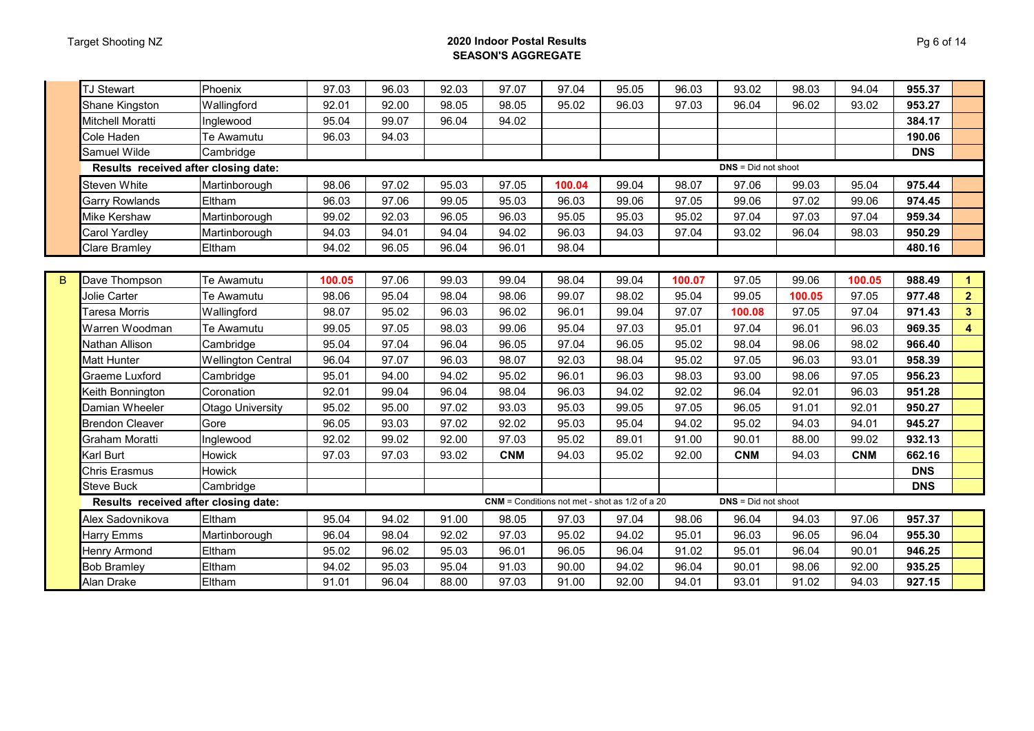## 2020 Indoor Postal Results
## SEASON'S AGGREGATE

| Grade | Name | Club | 1 | 2 | 3 | 4 | 5 | 6 | 7 | 8 | 9 | 10 | Total | Place |
|---|---|---|---|---|---|---|---|---|---|---|---|---|---|---|
| | TJ Stewart | Phoenix | 97.03 | 96.03 | 92.03 | 97.07 | 97.04 | 95.05 | 96.03 | 93.02 | 98.03 | 94.04 | **955.37** | |
| | Shane Kingston | Wallingford | 92.01 | 92.00 | 98.05 | 98.05 | 95.02 | 96.03 | 97.03 | 96.04 | 96.02 | 93.02 | **953.27** | |
| | Mitchell Moratti | Inglewood | 95.04 | 99.07 | 96.04 | 94.02 | | | | | | | **384.17** | |
| | Cole Haden | Te Awamutu | 96.03 | 94.03 | | | | | | | | | **190.06** | |
| | Samuel Wilde | Cambridge | | | | | | | | | | | **DNS** | |
| | **Results received after closing date:** | | | | | | | | | **DNS** = Did not shoot | | | | |
| | Steven White | Martinborough | 98.06 | 97.02 | 95.03 | 97.05 | **100.04** | 99.04 | 98.07 | 97.06 | 99.03 | 95.04 | **975.44** | |
| | Garry Rowlands | Eltham | 96.03 | 97.06 | 99.05 | 95.03 | 96.03 | 99.06 | 97.05 | 99.06 | 97.02 | 99.06 | **974.45** | |
| | Mike Kershaw | Martinborough | 99.02 | 92.03 | 96.05 | 96.03 | 95.05 | 95.03 | 95.02 | 97.04 | 97.03 | 97.04 | **959.34** | |
| | Carol Yardley | Martinborough | 94.03 | 94.01 | 94.04 | 94.02 | 96.03 | 94.03 | 97.04 | 93.02 | 96.04 | 98.03 | **950.29** | |
| | Clare Bramley | Eltham | 94.02 | 96.05 | 96.04 | 96.01 | 98.04 | | | | | | **480.16** | |
| B | Dave Thompson | Te Awamutu | **100.05** | 97.06 | 99.03 | 99.04 | 98.04 | 99.04 | **100.07** | 97.05 | 99.06 | **100.05** | **988.49** | **1** |
| | Jolie Carter | Te Awamutu | 98.06 | 95.04 | 98.04 | 98.06 | 99.07 | 98.02 | 95.04 | 99.05 | **100.05** | 97.05 | **977.48** | **2** |
| | Taresa Morris | Wallingford | 98.07 | 95.02 | 96.03 | 96.02 | 96.01 | 99.04 | 97.07 | **100.08** | 97.05 | 97.04 | **971.43** | **3** |
| | Warren Woodman | Te Awamutu | 99.05 | 97.05 | 98.03 | 99.06 | 95.04 | 97.03 | 95.01 | 97.04 | 96.01 | 96.03 | **969.35** | **4** |
| | Nathan Allison | Cambridge | 95.04 | 97.04 | 96.04 | 96.05 | 97.04 | 96.05 | 95.02 | 98.04 | 98.06 | 98.02 | **966.40** | |
| | Matt Hunter | Wellington Central | 96.04 | 97.07 | 96.03 | 98.07 | 92.03 | 98.04 | 95.02 | 97.05 | 96.03 | 93.01 | **958.39** | |
| | Graeme Luxford | Cambridge | 95.01 | 94.00 | 94.02 | 95.02 | 96.01 | 96.03 | 98.03 | 93.00 | 98.06 | 97.05 | **956.23** | |
| | Keith Bonnington | Coronation | 92.01 | 99.04 | 96.04 | 98.04 | 96.03 | 94.02 | 92.02 | 96.04 | 92.01 | 96.03 | **951.28** | |
| | Damian Wheeler | Otago University | 95.02 | 95.00 | 97.02 | 93.03 | 95.03 | 99.05 | 97.05 | 96.05 | 91.01 | 92.01 | **950.27** | |
| | Brendon Cleaver | Gore | 96.05 | 93.03 | 97.02 | 92.02 | 95.03 | 95.04 | 94.02 | 95.02 | 94.03 | 94.01 | **945.27** | |
| | Graham Moratti | Inglewood | 92.02 | 99.02 | 92.00 | 97.03 | 95.02 | 89.01 | 91.00 | 90.01 | 88.00 | 99.02 | **932.13** | |
| | Karl Burt | Howick | 97.03 | 97.03 | 93.02 | **CNM** | 94.03 | 95.02 | 92.00 | **CNM** | 94.03 | **CNM** | **662.16** | |
| | Chris Erasmus | Howick | | | | | | | | | | | **DNS** | |
| | Steve Buck | Cambridge | | | | | | | | | | | **DNS** | |
| | **Results received after closing date:** | | | | | **CNM** = Conditions not met - shot as 1/2 of a 20 | | | | **DNS** = Did not shoot | | | | |
| | Alex Sadovnikova | Eltham | 95.04 | 94.02 | 91.00 | 98.05 | 97.03 | 97.04 | 98.06 | 96.04 | 94.03 | 97.06 | **957.37** | |
| | Harry Emms | Martinborough | 96.04 | 98.04 | 92.02 | 97.03 | 95.02 | 94.02 | 95.01 | 96.03 | 96.05 | 96.04 | **955.30** | |
| | Henry Armond | Eltham | 95.02 | 96.02 | 95.03 | 96.01 | 96.05 | 96.04 | 91.02 | 95.01 | 96.04 | 90.01 | **946.25** | |
| | Bob Bramley | Eltham | 94.02 | 95.03 | 95.04 | 91.03 | 90.00 | 94.02 | 96.04 | 90.01 | 98.06 | 92.00 | **935.25** | |
| | Alan Drake | Eltham | 91.01 | 96.04 | 88.00 | 97.03 | 91.00 | 92.00 | 94.01 | 93.01 | 91.02 | 94.03 | **927.15** | |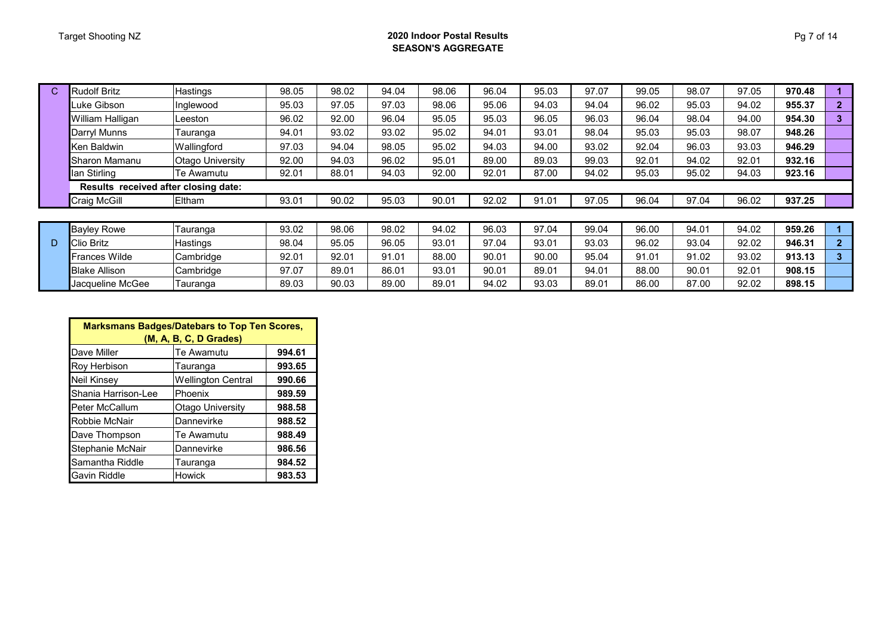## 2020 Indoor Postal Results
## SEASON'S AGGREGATE

| Grade | Name | Club | 1 | 2 | 3 | 4 | 5 | 6 | 7 | 8 | 9 | 10 | Total | Place |
|---|---|---|---|---|---|---|---|---|---|---|---|---|---|---|
| C | Rudolf Britz | Hastings | 98.05 | 98.02 | 94.04 | 98.06 | 96.04 | 95.03 | 97.07 | 99.05 | 98.07 | 97.05 | **970.48** | **1** |
| | Luke Gibson | Inglewood | 95.03 | 97.05 | 97.03 | 98.06 | 95.06 | 94.03 | 94.04 | 96.02 | 95.03 | 94.02 | **955.37** | **2** |
| | William Halligan | Leeston | 96.02 | 92.00 | 96.04 | 95.05 | 95.03 | 96.05 | 96.03 | 96.04 | 98.04 | 94.00 | **954.30** | **3** |
| | Darryl Munns | Tauranga | 94.01 | 93.02 | 93.02 | 95.02 | 94.01 | 93.01 | 98.04 | 95.03 | 95.03 | 98.07 | **948.26** | |
| | Ken Baldwin | Wallingford | 97.03 | 94.04 | 98.05 | 95.02 | 94.03 | 94.00 | 93.02 | 92.04 | 96.03 | 93.03 | **946.29** | |
| | Sharon Mamanu | Otago University | 92.00 | 94.03 | 96.02 | 95.01 | 89.00 | 89.03 | 99.03 | 92.01 | 94.02 | 92.01 | **932.16** | |
| | Ian Stirling | Te Awamutu | 92.01 | 88.01 | 94.03 | 92.00 | 92.01 | 87.00 | 94.02 | 95.03 | 95.02 | 94.03 | **923.16** | |
| | **Results received after closing date:** | | | | | | | | | | | | | |
| | Craig McGill | Eltham | 93.01 | 90.02 | 95.03 | 90.01 | 92.02 | 91.01 | 97.05 | 96.04 | 97.04 | 96.02 | **937.25** | |
| D | Bayley Rowe | Tauranga | 93.02 | 98.06 | 98.02 | 94.02 | 96.03 | 97.04 | 99.04 | 96.00 | 94.01 | 94.02 | **959.26** | **1** |
| | Clio Britz | Hastings | 98.04 | 95.05 | 96.05 | 93.01 | 97.04 | 93.01 | 93.03 | 96.02 | 93.04 | 92.02 | **946.31** | **2** |
| | Frances Wilde | Cambridge | 92.01 | 92.01 | 91.01 | 88.00 | 90.01 | 90.00 | 95.04 | 91.01 | 91.02 | 93.02 | **913.13** | **3** |
| | Blake Allison | Cambridge | 97.07 | 89.01 | 86.01 | 93.01 | 90.01 | 89.01 | 94.01 | 88.00 | 90.01 | 92.01 | **908.15** | |
| | Jacqueline McGee | Tauranga | 89.03 | 90.03 | 89.00 | 89.01 | 94.02 | 93.03 | 89.01 | 86.00 | 87.00 | 92.02 | **898.15** | |

| **Marksmans Badges/Datebars to Top Ten Scores, (M, A, B, C, D Grades)** | | |
|---|---|---|
| Dave Miller | Te Awamutu | **994.61** |
| Roy Herbison | Tauranga | **993.65** |
| Neil Kinsey | Wellington Central | **990.66** |
| Shania Harrison-Lee | Phoenix | **989.59** |
| Peter McCallum | Otago University | **988.58** |
| Robbie McNair | Dannevirke | **988.52** |
| Dave Thompson | Te Awamutu | **988.49** |
| Stephanie McNair | Dannevirke | **986.56** |
| Samantha Riddle | Tauranga | **984.52** |
| Gavin Riddle | Howick | **983.53** |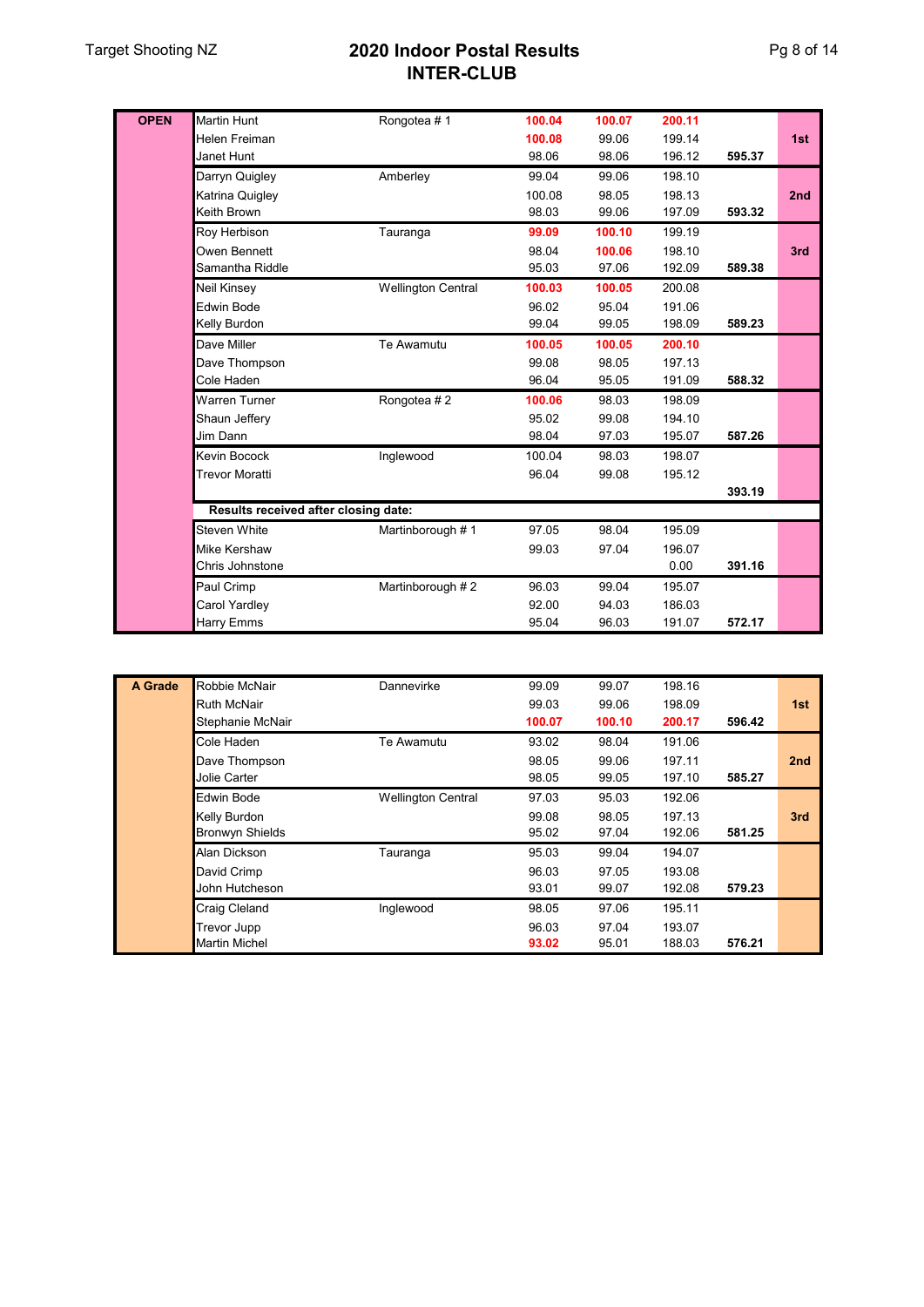# 2020 Indoor Postal Results
## INTER-CLUB

| Grade | Name | Club | Score 1 | Score 2 | Total | Team Total | Place |
|---|---|---|---|---|---|---|---|
| **OPEN** | Martin Hunt | Rongotea # 1 | **100.04** | **100.07** | **200.11** | | |
| | Helen Freiman | | **100.08** | 99.06 | 199.14 | | **1st** |
| | Janet Hunt | | 98.06 | 98.06 | 196.12 | **595.37** | |
| | Darryn Quigley | Amberley | 99.04 | 99.06 | 198.10 | | |
| | Katrina Quigley | | 100.08 | 98.05 | 198.13 | | **2nd** |
| | Keith Brown | | 98.03 | 99.06 | 197.09 | **593.32** | |
| | Roy Herbison | Tauranga | **99.09** | **100.10** | 199.19 | | |
| | Owen Bennett | | 98.04 | **100.06** | 198.10 | | **3rd** |
| | Samantha Riddle | | 95.03 | 97.06 | 192.09 | **589.38** | |
| | Neil Kinsey | Wellington Central | **100.03** | **100.05** | 200.08 | | |
| | Edwin Bode | | 96.02 | 95.04 | 191.06 | | |
| | Kelly Burdon | | 99.04 | 99.05 | 198.09 | **589.23** | |
| | Dave Miller | Te Awamutu | **100.05** | **100.05** | **200.10** | | |
| | Dave Thompson | | 99.08 | 98.05 | 197.13 | | |
| | Cole Haden | | 96.04 | 95.05 | 191.09 | **588.32** | |
| | Warren Turner | Rongotea # 2 | **100.06** | 98.03 | 198.09 | | |
| | Shaun Jeffery | | 95.02 | 99.08 | 194.10 | | |
| | Jim Dann | | 98.04 | 97.03 | 195.07 | **587.26** | |
| | Kevin Bocock | Inglewood | 100.04 | 98.03 | 198.07 | | |
| | Trevor Moratti | | 96.04 | 99.08 | 195.12 | | |
| | | | | | | **393.19** | |
| | **Results received after closing date:** | | | | | | |
| | Steven White | Martinborough # 1 | 97.05 | 98.04 | 195.09 | | |
| | Mike Kershaw | | 99.03 | 97.04 | 196.07 | | |
| | Chris Johnstone | | | | 0.00 | **391.16** | |
| | Paul Crimp | Martinborough # 2 | 96.03 | 99.04 | 195.07 | | |
| | Carol Yardley | | 92.00 | 94.03 | 186.03 | | |
| | Harry Emms | | 95.04 | 96.03 | 191.07 | **572.17** | |

| Grade | Name | Club | Score 1 | Score 2 | Total | Team Total | Place |
|---|---|---|---|---|---|---|---|
| **A Grade** | Robbie McNair | Dannevirke | 99.09 | 99.07 | 198.16 | | |
| | Ruth McNair | | 99.03 | 99.06 | 198.09 | | **1st** |
| | Stephanie McNair | | **100.07** | **100.10** | **200.17** | **596.42** | |
| | Cole Haden | Te Awamutu | 93.02 | 98.04 | 191.06 | | |
| | Dave Thompson | | 98.05 | 99.06 | 197.11 | | **2nd** |
| | Jolie Carter | | 98.05 | 99.05 | 197.10 | **585.27** | |
| | Edwin Bode | Wellington Central | 97.03 | 95.03 | 192.06 | | |
| | Kelly Burdon | | 99.08 | 98.05 | 197.13 | | **3rd** |
| | Bronwyn Shields | | 95.02 | 97.04 | 192.06 | **581.25** | |
| | Alan Dickson | Tauranga | 95.03 | 99.04 | 194.07 | | |
| | David Crimp | | 96.03 | 97.05 | 193.08 | | |
| | John Hutcheson | | 93.01 | 99.07 | 192.08 | **579.23** | |
| | Craig Cleland | Inglewood | 98.05 | 97.06 | 195.11 | | |
| | Trevor Jupp | | 96.03 | 97.04 | 193.07 | | |
| | Martin Michel | | **93.02** | 95.01 | 188.03 | **576.21** | |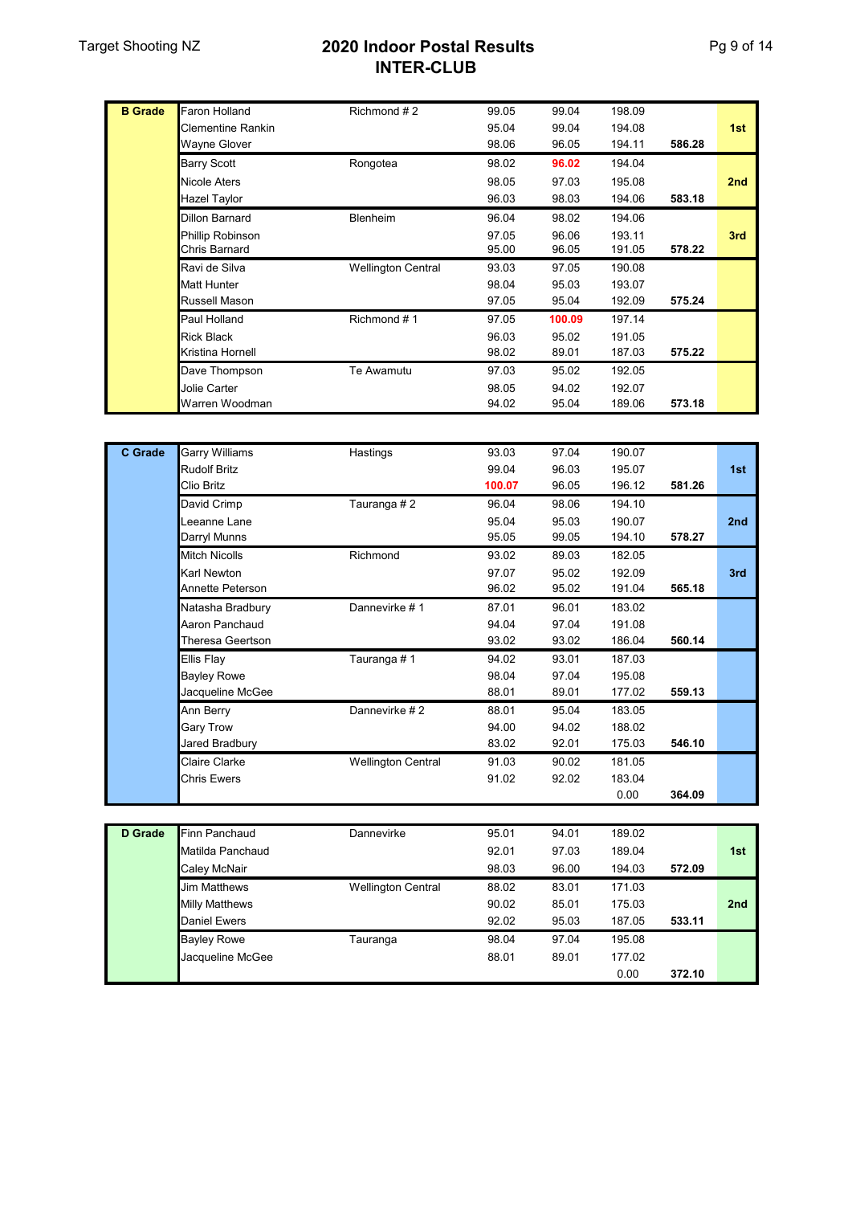# 2020 Indoor Postal Results
## INTER-CLUB

| Grade | Name | Club | | | Total | Team Total | Place |
|---|---|---|---|---|---|---|---|
| **B Grade** | Faron Holland | Richmond # 2 | 99.05 | 99.04 | 198.09 | | |
| | Clementine Rankin | | 95.04 | 99.04 | 194.08 | | **1st** |
| | Wayne Glover | | 98.06 | 96.05 | 194.11 | **586.28** | |
| | Barry Scott | Rongotea | 98.02 | **96.02** | 194.04 | | |
| | Nicole Aters | | 98.05 | 97.03 | 195.08 | | **2nd** |
| | Hazel Taylor | | 96.03 | 98.03 | 194.06 | **583.18** | |
| | Dillon Barnard | Blenheim | 96.04 | 98.02 | 194.06 | | |
| | Phillip Robinson | | 97.05 | 96.06 | 193.11 | | **3rd** |
| | Chris Barnard | | 95.00 | 96.05 | 191.05 | **578.22** | |
| | Ravi de Silva | Wellington Central | 93.03 | 97.05 | 190.08 | | |
| | Matt Hunter | | 98.04 | 95.03 | 193.07 | | |
| | Russell Mason | | 97.05 | 95.04 | 192.09 | **575.24** | |
| | Paul Holland | Richmond # 1 | 97.05 | **100.09** | 197.14 | | |
| | Rick Black | | 96.03 | 95.02 | 191.05 | | |
| | Kristina Hornell | | 98.02 | 89.01 | 187.03 | **575.22** | |
| | Dave Thompson | Te Awamutu | 97.03 | 95.02 | 192.05 | | |
| | Jolie Carter | | 98.05 | 94.02 | 192.07 | | |
| | Warren Woodman | | 94.02 | 95.04 | 189.06 | **573.18** | |

| Grade | Name | Club | | | Total | Team Total | Place |
|---|---|---|---|---|---|---|---|
| **C Grade** | Garry Williams | Hastings | 93.03 | 97.04 | 190.07 | | |
| | Rudolf Britz | | 99.04 | 96.03 | 195.07 | | **1st** |
| | Clio Britz | | **100.07** | 96.05 | 196.12 | **581.26** | |
| | David Crimp | Tauranga # 2 | 96.04 | 98.06 | 194.10 | | |
| | Leeanne Lane | | 95.04 | 95.03 | 190.07 | | **2nd** |
| | Darryl Munns | | 95.05 | 99.05 | 194.10 | **578.27** | |
| | Mitch Nicolls | Richmond | 93.02 | 89.03 | 182.05 | | |
| | Karl Newton | | 97.07 | 95.02 | 192.09 | | **3rd** |
| | Annette Peterson | | 96.02 | 95.02 | 191.04 | **565.18** | |
| | Natasha Bradbury | Dannevirke # 1 | 87.01 | 96.01 | 183.02 | | |
| | Aaron Panchaud | | 94.04 | 97.04 | 191.08 | | |
| | Theresa Geertson | | 93.02 | 93.02 | 186.04 | **560.14** | |
| | Ellis Flay | Tauranga # 1 | 94.02 | 93.01 | 187.03 | | |
| | Bayley Rowe | | 98.04 | 97.04 | 195.08 | | |
| | Jacqueline McGee | | 88.01 | 89.01 | 177.02 | **559.13** | |
| | Ann Berry | Dannevirke # 2 | 88.01 | 95.04 | 183.05 | | |
| | Gary Trow | | 94.00 | 94.02 | 188.02 | | |
| | Jared Bradbury | | 83.02 | 92.01 | 175.03 | **546.10** | |
| | Claire Clarke | Wellington Central | 91.03 | 90.02 | 181.05 | | |
| | Chris Ewers | | 91.02 | 92.02 | 183.04 | | |
| | | | | | 0.00 | **364.09** | |

| Grade | Name | Club | | | Total | Team Total | Place |
|---|---|---|---|---|---|---|---|
| **D Grade** | Finn Panchaud | Dannevirke | 95.01 | 94.01 | 189.02 | | |
| | Matilda Panchaud | | 92.01 | 97.03 | 189.04 | | **1st** |
| | Caley McNair | | 98.03 | 96.00 | 194.03 | **572.09** | |
| | Jim Matthews | Wellington Central | 88.02 | 83.01 | 171.03 | | |
| | Milly Matthews | | 90.02 | 85.01 | 175.03 | | **2nd** |
| | Daniel Ewers | | 92.02 | 95.03 | 187.05 | **533.11** | |
| | Bayley Rowe | Tauranga | 98.04 | 97.04 | 195.08 | | |
| | Jacqueline McGee | | 88.01 | 89.01 | 177.02 | | |
| | | | | | 0.00 | **372.10** | |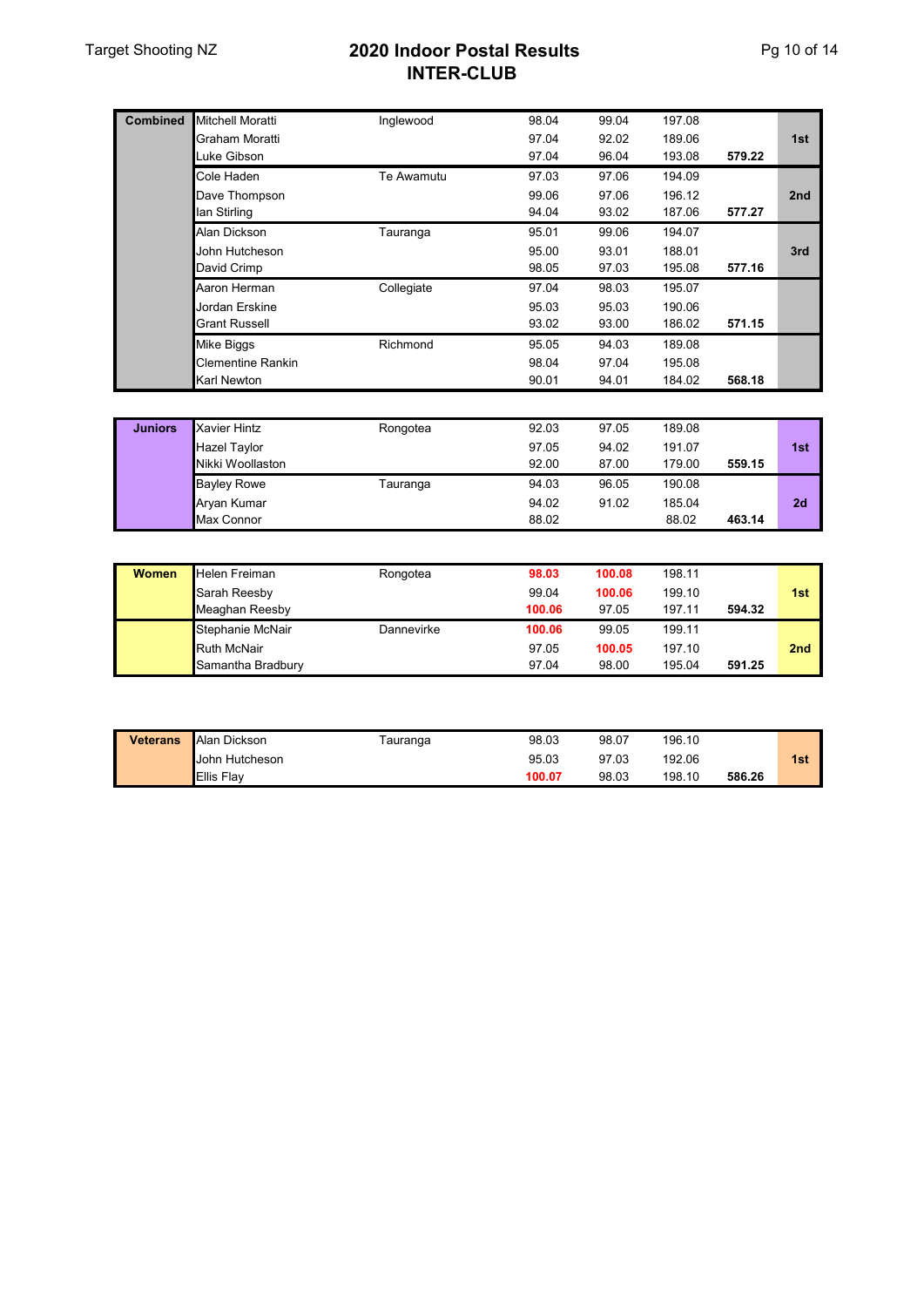# 2020 Indoor Postal Results
## INTER-CLUB

| Category | Name | Club | Score 1 | Score 2 | Total | Team Total | Place |
|---|---|---|---|---|---|---|---|
| **Combined** | Mitchell Moratti | Inglewood | 98.04 | 99.04 | 197.08 | | |
| | Graham Moratti | | 97.04 | 92.02 | 189.06 | | **1st** |
| | Luke Gibson | | 97.04 | 96.04 | 193.08 | **579.22** | |
| | Cole Haden | Te Awamutu | 97.03 | 97.06 | 194.09 | | |
| | Dave Thompson | | 99.06 | 97.06 | 196.12 | | **2nd** |
| | Ian Stirling | | 94.04 | 93.02 | 187.06 | **577.27** | |
| | Alan Dickson | Tauranga | 95.01 | 99.06 | 194.07 | | |
| | John Hutcheson | | 95.00 | 93.01 | 188.01 | | **3rd** |
| | David Crimp | | 98.05 | 97.03 | 195.08 | **577.16** | |
| | Aaron Herman | Collegiate | 97.04 | 98.03 | 195.07 | | |
| | Jordan Erskine | | 95.03 | 95.03 | 190.06 | | |
| | Grant Russell | | 93.02 | 93.00 | 186.02 | **571.15** | |
| | Mike Biggs | Richmond | 95.05 | 94.03 | 189.08 | | |
| | Clementine Rankin | | 98.04 | 97.04 | 195.08 | | |
| | Karl Newton | | 90.01 | 94.01 | 184.02 | **568.18** | |

| Category | Name | Club | Score 1 | Score 2 | Total | Team Total | Place |
|---|---|---|---|---|---|---|---|
| **Juniors** | Xavier Hintz | Rongotea | 92.03 | 97.05 | 189.08 | | |
| | Hazel Taylor | | 97.05 | 94.02 | 191.07 | | **1st** |
| | Nikki Woollaston | | 92.00 | 87.00 | 179.00 | **559.15** | |
| | Bayley Rowe | Tauranga | 94.03 | 96.05 | 190.08 | | |
| | Aryan Kumar | | 94.02 | 91.02 | 185.04 | | **2d** |
| | Max Connor | | 88.02 | | 88.02 | **463.14** | |

| Category | Name | Club | Score 1 | Score 2 | Total | Team Total | Place |
|---|---|---|---|---|---|---|---|
| **Women** | Helen Freiman | Rongotea | **98.03** | **100.08** | 198.11 | | |
| | Sarah Reesby | | 99.04 | **100.06** | 199.10 | | **1st** |
| | Meaghan Reesby | | **100.06** | 97.05 | 197.11 | **594.32** | |
| | Stephanie McNair | Dannevirke | **100.06** | 99.05 | 199.11 | | |
| | Ruth McNair | | 97.05 | **100.05** | 197.10 | | **2nd** |
| | Samantha Bradbury | | 97.04 | 98.00 | 195.04 | **591.25** | |

| Category | Name | Club | Score 1 | Score 2 | Total | Team Total | Place |
|---|---|---|---|---|---|---|---|
| **Veterans** | Alan Dickson | Tauranga | 98.03 | 98.07 | 196.10 | | |
| | John Hutcheson | | 95.03 | 97.03 | 192.06 | | **1st** |
| | Ellis Flay | | **100.07** | 98.03 | 198.10 | **586.26** | |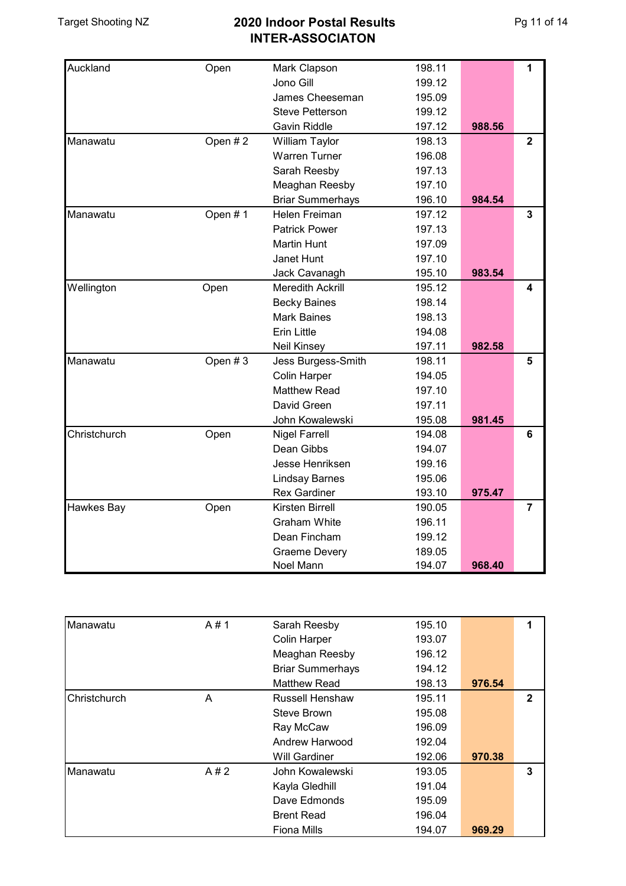# 2020 Indoor Postal Results
## INTER-ASSOCIATON

| Association | Grade | Name | Score | Total | Place |
|---|---|---|---|---|---|
| Auckland | Open | Mark Clapson | 198.11 | | 1 |
| | | Jono Gill | 199.12 | | |
| | | James Cheeseman | 195.09 | | |
| | | Steve Petterson | 199.12 | | |
| | | Gavin Riddle | 197.12 | **988.56** | |
| Manawatu | Open # 2 | William Taylor | 198.13 | | 2 |
| | | Warren Turner | 196.08 | | |
| | | Sarah Reesby | 197.13 | | |
| | | Meaghan Reesby | 197.10 | | |
| | | Briar Summerhays | 196.10 | **984.54** | |
| Manawatu | Open # 1 | Helen Freiman | 197.12 | | 3 |
| | | Patrick Power | 197.13 | | |
| | | Martin Hunt | 197.09 | | |
| | | Janet Hunt | 197.10 | | |
| | | Jack Cavanagh | 195.10 | **983.54** | |
| Wellington | Open | Meredith Ackrill | 195.12 | | 4 |
| | | Becky Baines | 198.14 | | |
| | | Mark Baines | 198.13 | | |
| | | Erin Little | 194.08 | | |
| | | Neil Kinsey | 197.11 | **982.58** | |
| Manawatu | Open # 3 | Jess Burgess-Smith | 198.11 | | 5 |
| | | Colin Harper | 194.05 | | |
| | | Matthew Read | 197.10 | | |
| | | David Green | 197.11 | | |
| | | John Kowalewski | 195.08 | **981.45** | |
| Christchurch | Open | Nigel Farrell | 194.08 | | 6 |
| | | Dean Gibbs | 194.07 | | |
| | | Jesse Henriksen | 199.16 | | |
| | | Lindsay Barnes | 195.06 | | |
| | | Rex Gardiner | 193.10 | **975.47** | |
| Hawkes Bay | Open | Kirsten Birrell | 190.05 | | 7 |
| | | Graham White | 196.11 | | |
| | | Dean Fincham | 199.12 | | |
| | | Graeme Devery | 189.05 | | |
| | | Noel Mann | 194.07 | **968.40** | |

| Association | Grade | Name | Score | Total | Place |
|---|---|---|---|---|---|
| Manawatu | A # 1 | Sarah Reesby | 195.10 | | 1 |
| | | Colin Harper | 193.07 | | |
| | | Meaghan Reesby | 196.12 | | |
| | | Briar Summerhays | 194.12 | | |
| | | Matthew Read | 198.13 | **976.54** | |
| Christchurch | A | Russell Henshaw | 195.11 | | 2 |
| | | Steve Brown | 195.08 | | |
| | | Ray McCaw | 196.09 | | |
| | | Andrew Harwood | 192.04 | | |
| | | Will Gardiner | 192.06 | **970.38** | |
| Manawatu | A # 2 | John Kowalewski | 193.05 | | 3 |
| | | Kayla Gledhill | 191.04 | | |
| | | Dave Edmonds | 195.09 | | |
| | | Brent Read | 196.04 | | |
| | | Fiona Mills | 194.07 | **969.29** | |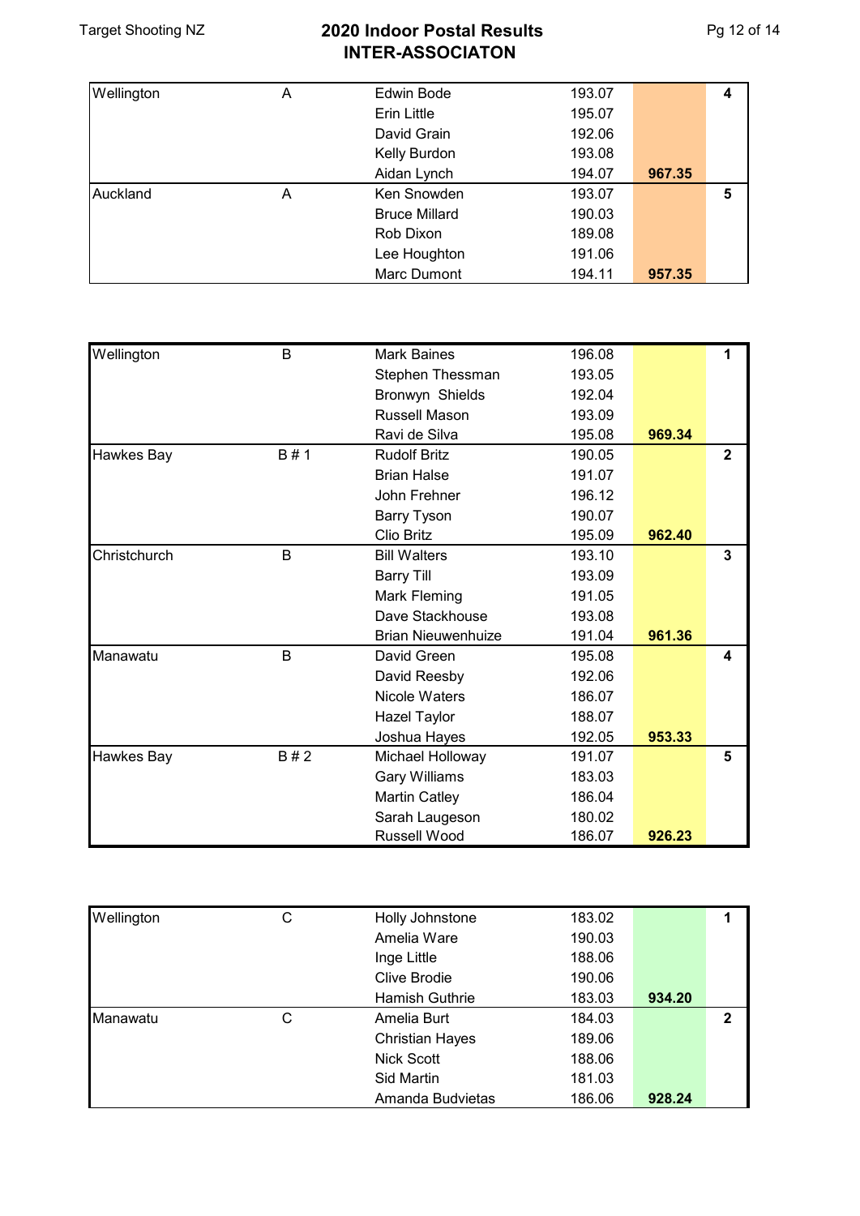# 2020 Indoor Postal Results
## INTER-ASSOCIATON

| Association | Grade | Shooter | Score | Total | Place |
|---|---|---|---|---|---|
| Wellington | A | Edwin Bode | 193.07 | | 4 |
| | | Erin Little | 195.07 | | |
| | | David Grain | 192.06 | | |
| | | Kelly Burdon | 193.08 | | |
| | | Aidan Lynch | 194.07 | **967.35** | |
| Auckland | A | Ken Snowden | 193.07 | | 5 |
| | | Bruce Millard | 190.03 | | |
| | | Rob Dixon | 189.08 | | |
| | | Lee Houghton | 191.06 | | |
| | | Marc Dumont | 194.11 | **957.35** | |

| Association | Grade | Shooter | Score | Total | Place |
|---|---|---|---|---|---|
| Wellington | B | Mark Baines | 196.08 | | 1 |
| | | Stephen Thessman | 193.05 | | |
| | | Bronwyn Shields | 192.04 | | |
| | | Russell Mason | 193.09 | | |
| | | Ravi de Silva | 195.08 | **969.34** | |
| Hawkes Bay | B # 1 | Rudolf Britz | 190.05 | | 2 |
| | | Brian Halse | 191.07 | | |
| | | John Frehner | 196.12 | | |
| | | Barry Tyson | 190.07 | | |
| | | Clio Britz | 195.09 | **962.40** | |
| Christchurch | B | Bill Walters | 193.10 | | 3 |
| | | Barry Till | 193.09 | | |
| | | Mark Fleming | 191.05 | | |
| | | Dave Stackhouse | 193.08 | | |
| | | Brian Nieuwenhuize | 191.04 | **961.36** | |
| Manawatu | B | David Green | 195.08 | | 4 |
| | | David Reesby | 192.06 | | |
| | | Nicole Waters | 186.07 | | |
| | | Hazel Taylor | 188.07 | | |
| | | Joshua Hayes | 192.05 | **953.33** | |
| Hawkes Bay | B # 2 | Michael Holloway | 191.07 | | 5 |
| | | Gary Williams | 183.03 | | |
| | | Martin Catley | 186.04 | | |
| | | Sarah Laugeson | 180.02 | | |
| | | Russell Wood | 186.07 | **926.23** | |

| Association | Grade | Shooter | Score | Total | Place |
|---|---|---|---|---|---|
| Wellington | C | Holly Johnstone | 183.02 | | 1 |
| | | Amelia Ware | 190.03 | | |
| | | Inge Little | 188.06 | | |
| | | Clive Brodie | 190.06 | | |
| | | Hamish Guthrie | 183.03 | **934.20** | |
| Manawatu | C | Amelia Burt | 184.03 | | 2 |
| | | Christian Hayes | 189.06 | | |
| | | Nick Scott | 188.06 | | |
| | | Sid Martin | 181.03 | | |
| | | Amanda Budvietas | 186.06 | **928.24** | |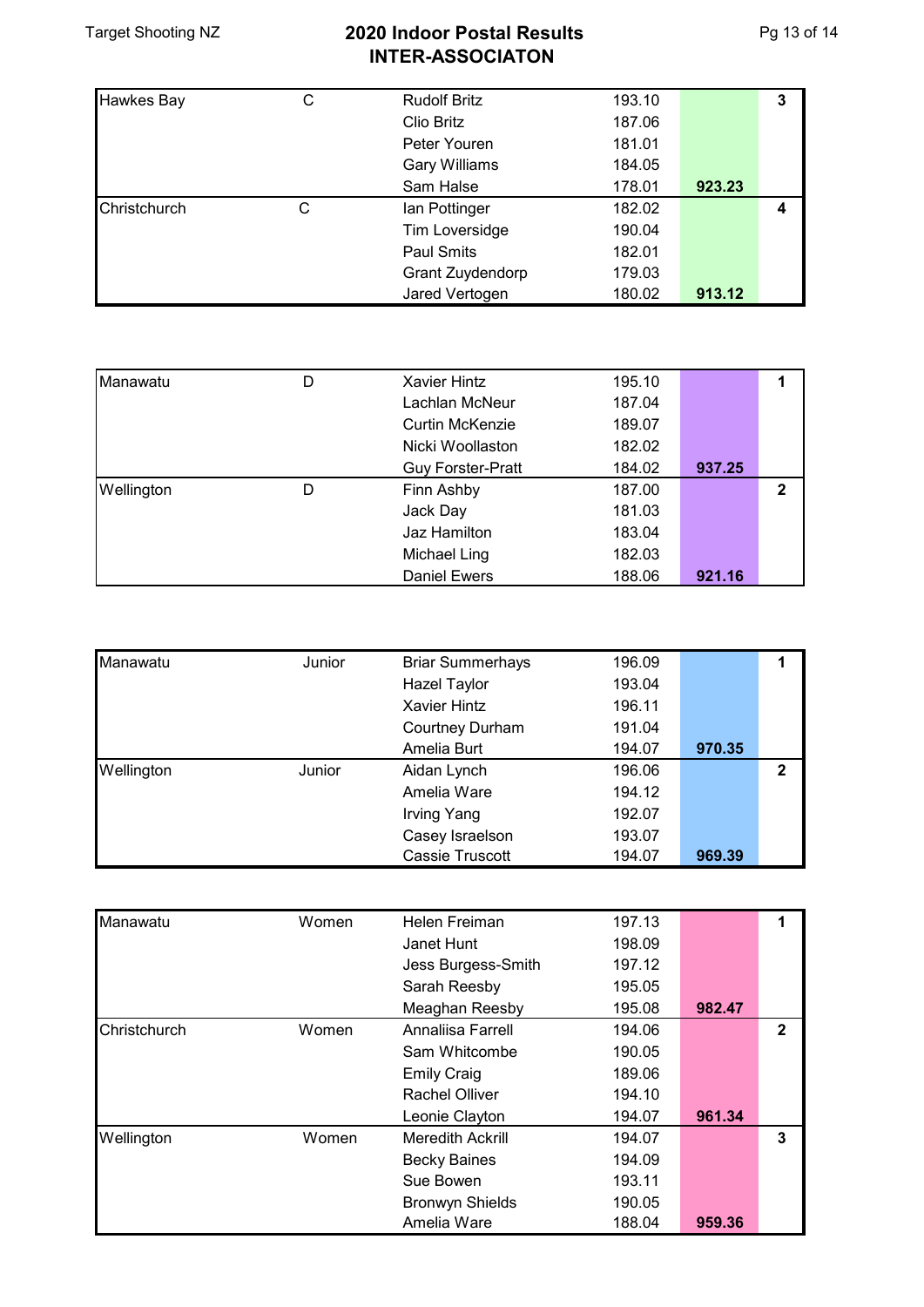# 2020 Indoor Postal Results
## INTER-ASSOCIATON

| Association | Grade | Shooter | Score | Total | Place |
|---|---|---|---|---|---|
| Hawkes Bay | C | Rudolf Britz | 193.10 | | 3 |
| | | Clio Britz | 187.06 | | |
| | | Peter Youren | 181.01 | | |
| | | Gary Williams | 184.05 | | |
| | | Sam Halse | 178.01 | **923.23** | |
| Christchurch | C | Ian Pottinger | 182.02 | | 4 |
| | | Tim Loversidge | 190.04 | | |
| | | Paul Smits | 182.01 | | |
| | | Grant Zuydendorp | 179.03 | | |
| | | Jared Vertogen | 180.02 | **913.12** | |

| Association | Grade | Shooter | Score | Total | Place |
|---|---|---|---|---|---|
| Manawatu | D | Xavier Hintz | 195.10 | | 1 |
| | | Lachlan McNeur | 187.04 | | |
| | | Curtin McKenzie | 189.07 | | |
| | | Nicki Woollaston | 182.02 | | |
| | | Guy Forster-Pratt | 184.02 | **937.25** | |
| Wellington | D | Finn Ashby | 187.00 | | 2 |
| | | Jack Day | 181.03 | | |
| | | Jaz Hamilton | 183.04 | | |
| | | Michael Ling | 182.03 | | |
| | | Daniel Ewers | 188.06 | **921.16** | |

| Association | Grade | Shooter | Score | Total | Place |
|---|---|---|---|---|---|
| Manawatu | Junior | Briar Summerhays | 196.09 | | 1 |
| | | Hazel Taylor | 193.04 | | |
| | | Xavier Hintz | 196.11 | | |
| | | Courtney Durham | 191.04 | | |
| | | Amelia Burt | 194.07 | **970.35** | |
| Wellington | Junior | Aidan Lynch | 196.06 | | 2 |
| | | Amelia Ware | 194.12 | | |
| | | Irving Yang | 192.07 | | |
| | | Casey Israelson | 193.07 | | |
| | | Cassie Truscott | 194.07 | **969.39** | |

| Association | Grade | Shooter | Score | Total | Place |
|---|---|---|---|---|---|
| Manawatu | Women | Helen Freiman | 197.13 | | 1 |
| | | Janet Hunt | 198.09 | | |
| | | Jess Burgess-Smith | 197.12 | | |
| | | Sarah Reesby | 195.05 | | |
| | | Meaghan Reesby | 195.08 | **982.47** | |
| Christchurch | Women | Annaliisa Farrell | 194.06 | | 2 |
| | | Sam Whitcombe | 190.05 | | |
| | | Emily Craig | 189.06 | | |
| | | Rachel Olliver | 194.10 | | |
| | | Leonie Clayton | 194.07 | **961.34** | |
| Wellington | Women | Meredith Ackrill | 194.07 | | 3 |
| | | Becky Baines | 194.09 | | |
| | | Sue Bowen | 193.11 | | |
| | | Bronwyn Shields | 190.05 | | |
| | | Amelia Ware | 188.04 | **959.36** | |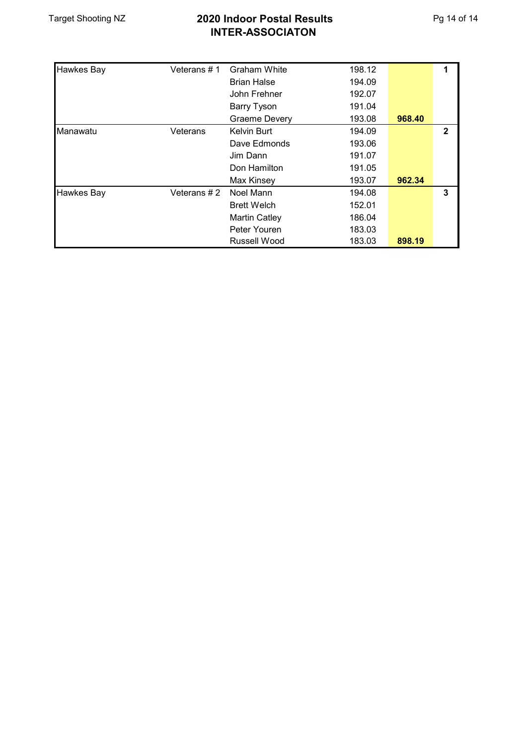# 2020 Indoor Postal Results
# INTER-ASSOCIATON

| | | | | | |
|---|---|---|---|---|---|
| Hawkes Bay | Veterans # 1 | Graham White | 198.12 | | 1 |
| | | Brian Halse | 194.09 | | |
| | | John Frehner | 192.07 | | |
| | | Barry Tyson | 191.04 | | |
| | | Graeme Devery | 193.08 | **968.40** | |
| Manawatu | Veterans | Kelvin Burt | 194.09 | | 2 |
| | | Dave Edmonds | 193.06 | | |
| | | Jim Dann | 191.07 | | |
| | | Don Hamilton | 191.05 | | |
| | | Max Kinsey | 193.07 | **962.34** | |
| Hawkes Bay | Veterans # 2 | Noel Mann | 194.08 | | 3 |
| | | Brett Welch | 152.01 | | |
| | | Martin Catley | 186.04 | | |
| | | Peter Youren | 183.03 | | |
| | | Russell Wood | 183.03 | **898.19** | |